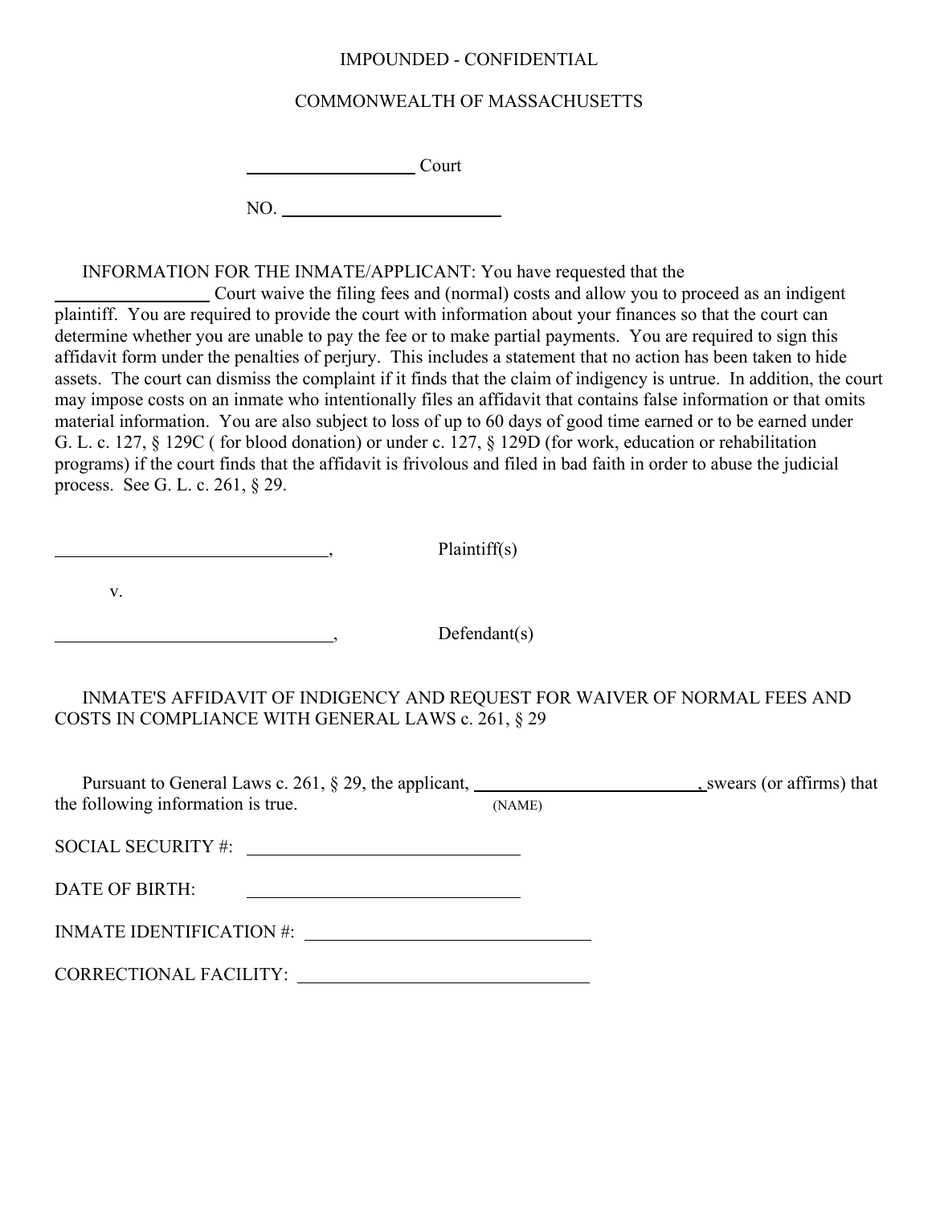IMPOUNDED - CONFIDENTIAL

COMMONWEALTH OF MASSACHUSETTS

\_\_\_\_\_\_\_\_\_\_\_\_\_\_\_\_\_\_ Court

NO. \_\_\_\_\_\_\_\_\_\_\_\_\_\_\_\_\_\_\_\_\_\_\_\_

INFORMATION FOR THE INMATE/APPLICANT: You have requested that the \_\_\_\_\_\_\_\_\_\_\_\_\_\_\_\_ Court waive the filing fees and (normal) costs and allow you to proceed as an indigent plaintiff. You are required to provide the court with information about your finances so that the court can determine whether you are unable to pay the fee or to make partial payments. You are required to sign this affidavit form under the penalties of perjury. This includes a statement that no action has been taken to hide assets. The court can dismiss the complaint if it finds that the claim of indigency is untrue. In addition, the court may impose costs on an inmate who intentionally files an affidavit that contains false information or that omits material information. You are also subject to loss of up to 60 days of good time earned or to be earned under G. L. c. 127, § 129C ( for blood donation) or under c. 127, § 129D (for work, education or rehabilitation programs) if the court finds that the affidavit is frivolous and filed in bad faith in order to abuse the judicial process. See G. L. c. 261, § 29.

\_\_\_\_\_\_\_\_\_\_\_\_\_\_\_\_\_\_\_\_\_\_\_\_\_\_\_\_\_\_, Plaintiff(s)

v.

\_\_\_\_\_\_\_\_\_\_\_\_\_\_\_\_\_\_\_\_\_\_\_\_\_\_\_\_\_\_, Defendant(s)

INMATE'S AFFIDAVIT OF INDIGENCY AND REQUEST FOR WAIVER OF NORMAL FEES AND COSTS IN COMPLIANCE WITH GENERAL LAWS c. 261, § 29

Pursuant to General Laws c. 261, § 29, the applicant, \_\_\_\_\_\_\_\_\_\_\_\_\_\_\_\_\_\_\_\_\_\_\_\_\_ (NAME), swears (or affirms) that the following information is true.

SOCIAL SECURITY #: \_\_\_\_\_\_\_\_\_\_\_\_\_\_\_\_\_\_\_\_\_\_\_\_\_\_\_\_\_\_

DATE OF BIRTH: \_\_\_\_\_\_\_\_\_\_\_\_\_\_\_\_\_\_\_\_\_\_\_\_\_\_\_\_\_\_

INMATE IDENTIFICATION #: \_\_\_\_\_\_\_\_\_\_\_\_\_\_\_\_\_\_\_\_\_\_\_\_\_\_\_\_\_\_

CORRECTIONAL FACILITY: \_\_\_\_\_\_\_\_\_\_\_\_\_\_\_\_\_\_\_\_\_\_\_\_\_\_\_\_\_\_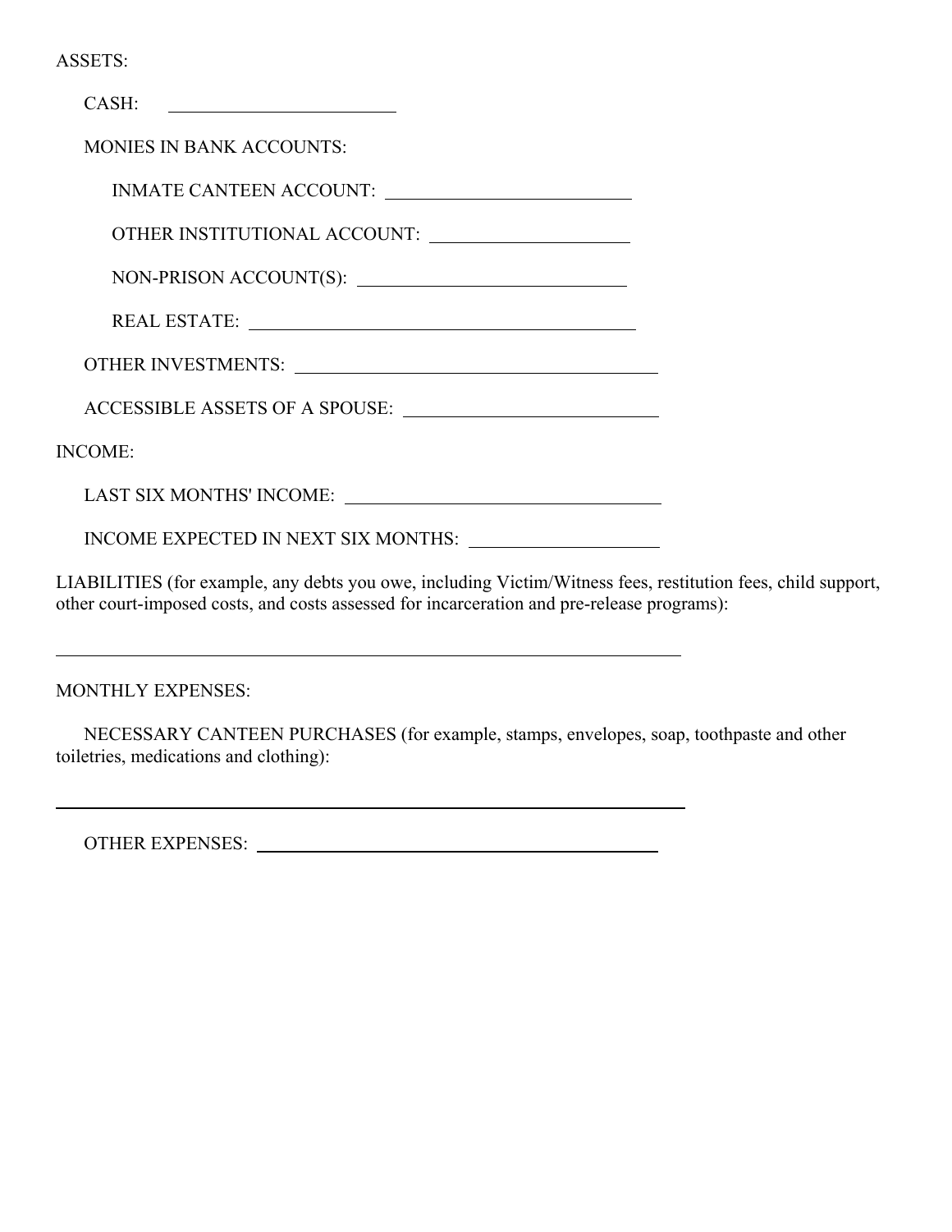ASSETS:

CASH: ________________________

MONIES IN BANK ACCOUNTS:

INMATE CANTEEN ACCOUNT: ________________________

OTHER INSTITUTIONAL ACCOUNT: ____________________

NON-PRISON ACCOUNT(S): ___________________________

REAL ESTATE: __________________________________________

OTHER INVESTMENTS: ________________________________________

ACCESSIBLE ASSETS OF A SPOUSE: ___________________________

INCOME:

LAST SIX MONTHS' INCOME: _________________________________

INCOME EXPECTED IN NEXT SIX MONTHS: ___________________

LIABILITIES (for example, any debts you owe, including Victim/Witness fees, restitution fees, child support, other court-imposed costs, and costs assessed for incarceration and pre-release programs):

______________________________________________________________________

MONTHLY EXPENSES:

NECESSARY CANTEEN PURCHASES (for example, stamps, envelopes, soap, toothpaste and other toiletries, medications and clothing):

______________________________________________________________________

OTHER EXPENSES: ____________________________________________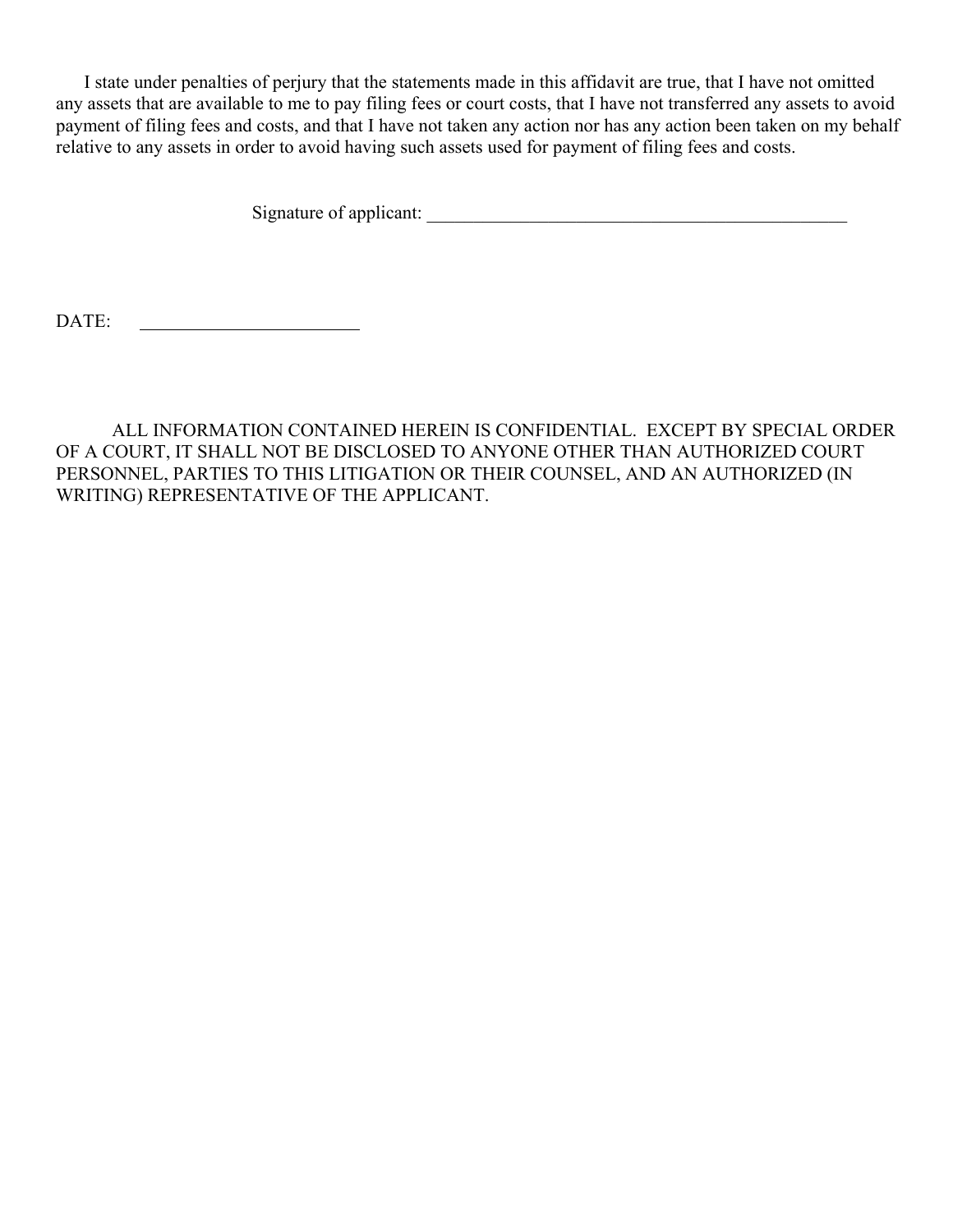I state under penalties of perjury that the statements made in this affidavit are true, that I have not omitted any assets that are available to me to pay filing fees or court costs, that I have not transferred any assets to avoid payment of filing fees and costs, and that I have not taken any action nor has any action been taken on my behalf relative to any assets in order to avoid having such assets used for payment of filing fees and costs.

Signature of applicant: ______________________________________________

DATE: ________________________

ALL INFORMATION CONTAINED HEREIN IS CONFIDENTIAL. EXCEPT BY SPECIAL ORDER OF A COURT, IT SHALL NOT BE DISCLOSED TO ANYONE OTHER THAN AUTHORIZED COURT PERSONNEL, PARTIES TO THIS LITIGATION OR THEIR COUNSEL, AND AN AUTHORIZED (IN WRITING) REPRESENTATIVE OF THE APPLICANT.